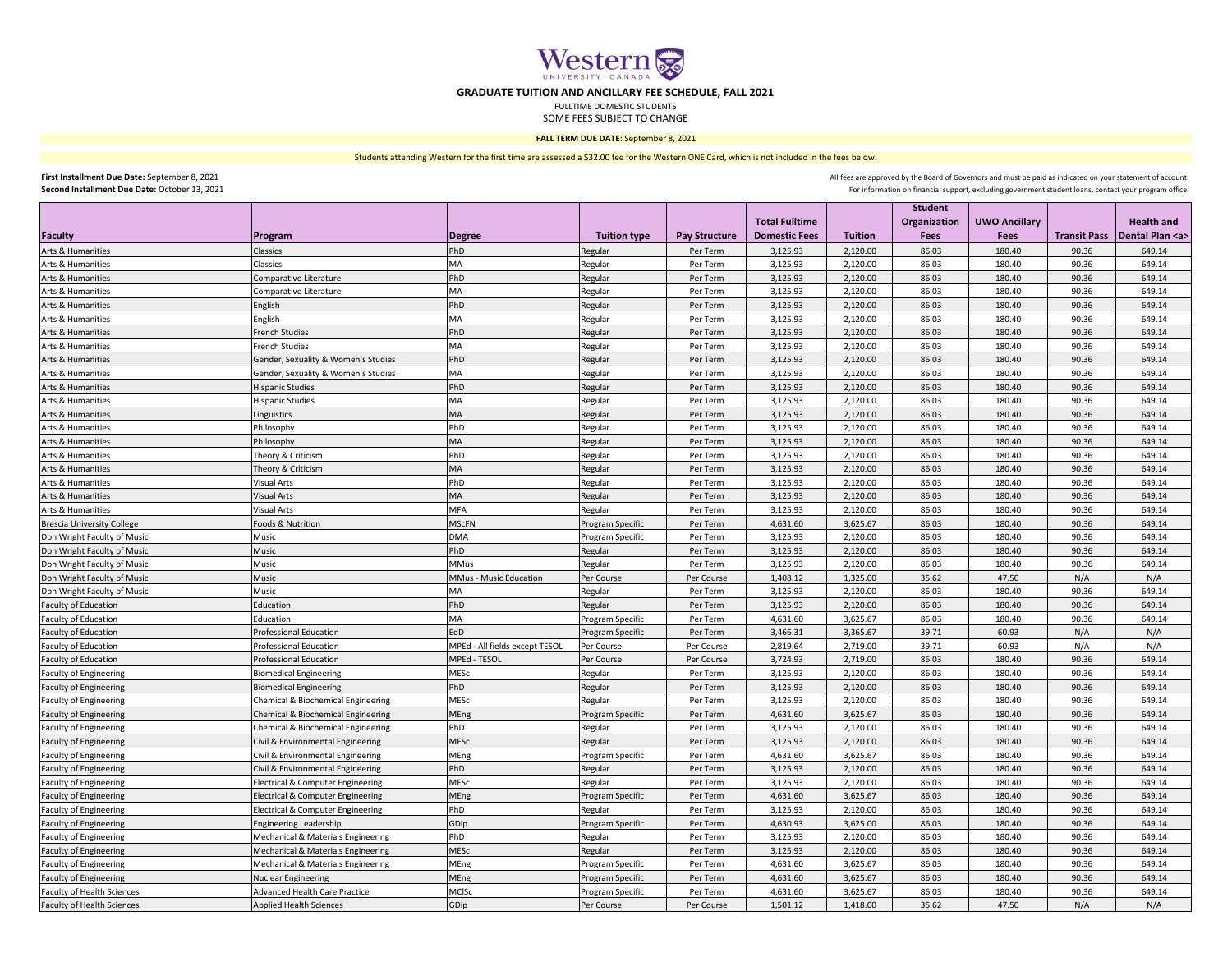Western UNIVERSITY · CANADA

# GRADUATE TUITION AND ANCILLARY FEE SCHEDULE, FALL 2021

FULLTIME DOMESTIC STUDENTS

SOME FEES SUBJECT TO CHANGE

**FALL TERM DUE DATE**: September 8, 2021

Students attending Western for the first time are assessed a $32.00 fee for the Western ONE Card, which is not included in the fees below.

**First Installment Due Date:** September 8, 2021

**Second Installment Due Date:** October 13, 2021

All fees are approved by the Board of Governors and must be paid as indicated on your statement of account.

For information on financial support, excluding government student loans, contact your program office.

| Faculty | Program | Degree | Tuition type | Pay Structure | Total Fulltime Domestic Fees | Tuition | Student Organization Fees | UWO Ancillary Fees | Transit Pass | Health and Dental Plan <a> |
|---|---|---|---|---|---|---|---|---|---|---|
| Arts & Humanities | Classics | PhD | Regular | Per Term | 3,125.93 | 2,120.00 | 86.03 | 180.40 | 90.36 | 649.14 |
| Arts & Humanities | Classics | MA | Regular | Per Term | 3,125.93 | 2,120.00 | 86.03 | 180.40 | 90.36 | 649.14 |
| Arts & Humanities | Comparative Literature | PhD | Regular | Per Term | 3,125.93 | 2,120.00 | 86.03 | 180.40 | 90.36 | 649.14 |
| Arts & Humanities | Comparative Literature | MA | Regular | Per Term | 3,125.93 | 2,120.00 | 86.03 | 180.40 | 90.36 | 649.14 |
| Arts & Humanities | English | PhD | Regular | Per Term | 3,125.93 | 2,120.00 | 86.03 | 180.40 | 90.36 | 649.14 |
| Arts & Humanities | English | MA | Regular | Per Term | 3,125.93 | 2,120.00 | 86.03 | 180.40 | 90.36 | 649.14 |
| Arts & Humanities | French Studies | PhD | Regular | Per Term | 3,125.93 | 2,120.00 | 86.03 | 180.40 | 90.36 | 649.14 |
| Arts & Humanities | French Studies | MA | Regular | Per Term | 3,125.93 | 2,120.00 | 86.03 | 180.40 | 90.36 | 649.14 |
| Arts & Humanities | Gender, Sexuality & Women's Studies | PhD | Regular | Per Term | 3,125.93 | 2,120.00 | 86.03 | 180.40 | 90.36 | 649.14 |
| Arts & Humanities | Gender, Sexuality & Women's Studies | MA | Regular | Per Term | 3,125.93 | 2,120.00 | 86.03 | 180.40 | 90.36 | 649.14 |
| Arts & Humanities | Hispanic Studies | PhD | Regular | Per Term | 3,125.93 | 2,120.00 | 86.03 | 180.40 | 90.36 | 649.14 |
| Arts & Humanities | Hispanic Studies | MA | Regular | Per Term | 3,125.93 | 2,120.00 | 86.03 | 180.40 | 90.36 | 649.14 |
| Arts & Humanities | Linguistics | MA | Regular | Per Term | 3,125.93 | 2,120.00 | 86.03 | 180.40 | 90.36 | 649.14 |
| Arts & Humanities | Philosophy | PhD | Regular | Per Term | 3,125.93 | 2,120.00 | 86.03 | 180.40 | 90.36 | 649.14 |
| Arts & Humanities | Philosophy | MA | Regular | Per Term | 3,125.93 | 2,120.00 | 86.03 | 180.40 | 90.36 | 649.14 |
| Arts & Humanities | Theory & Criticism | PhD | Regular | Per Term | 3,125.93 | 2,120.00 | 86.03 | 180.40 | 90.36 | 649.14 |
| Arts & Humanities | Theory & Criticism | MA | Regular | Per Term | 3,125.93 | 2,120.00 | 86.03 | 180.40 | 90.36 | 649.14 |
| Arts & Humanities | Visual Arts | PhD | Regular | Per Term | 3,125.93 | 2,120.00 | 86.03 | 180.40 | 90.36 | 649.14 |
| Arts & Humanities | Visual Arts | MA | Regular | Per Term | 3,125.93 | 2,120.00 | 86.03 | 180.40 | 90.36 | 649.14 |
| Arts & Humanities | Visual Arts | MFA | Regular | Per Term | 3,125.93 | 2,120.00 | 86.03 | 180.40 | 90.36 | 649.14 |
| Brescia University College | Foods & Nutrition | MScFN | Program Specific | Per Term | 4,631.60 | 3,625.67 | 86.03 | 180.40 | 90.36 | 649.14 |
| Don Wright Faculty of Music | Music | DMA | Program Specific | Per Term | 3,125.93 | 2,120.00 | 86.03 | 180.40 | 90.36 | 649.14 |
| Don Wright Faculty of Music | Music | PhD | Regular | Per Term | 3,125.93 | 2,120.00 | 86.03 | 180.40 | 90.36 | 649.14 |
| Don Wright Faculty of Music | Music | MMus | Regular | Per Term | 3,125.93 | 2,120.00 | 86.03 | 180.40 | 90.36 | 649.14 |
| Don Wright Faculty of Music | Music | MMus - Music Education | Per Course | Per Course | 1,408.12 | 1,325.00 | 35.62 | 47.50 | N/A | N/A |
| Don Wright Faculty of Music | Music | MA | Regular | Per Term | 3,125.93 | 2,120.00 | 86.03 | 180.40 | 90.36 | 649.14 |
| Faculty of Education | Education | PhD | Regular | Per Term | 3,125.93 | 2,120.00 | 86.03 | 180.40 | 90.36 | 649.14 |
| Faculty of Education | Education | MA | Program Specific | Per Term | 4,631.60 | 3,625.67 | 86.03 | 180.40 | 90.36 | 649.14 |
| Faculty of Education | Professional Education | EdD | Program Specific | Per Term | 3,466.31 | 3,365.67 | 39.71 | 60.93 | N/A | N/A |
| Faculty of Education | Professional Education | MPEd - All fields except TESOL | Per Course | Per Course | 2,819.64 | 2,719.00 | 39.71 | 60.93 | N/A | N/A |
| Faculty of Education | Professional Education | MPEd - TESOL | Per Course | Per Course | 3,724.93 | 2,719.00 | 86.03 | 180.40 | 90.36 | 649.14 |
| Faculty of Engineering | Biomedical Engineering | MESc | Regular | Per Term | 3,125.93 | 2,120.00 | 86.03 | 180.40 | 90.36 | 649.14 |
| Faculty of Engineering | Biomedical Engineering | PhD | Regular | Per Term | 3,125.93 | 2,120.00 | 86.03 | 180.40 | 90.36 | 649.14 |
| Faculty of Engineering | Chemical & Biochemical Engineering | MESc | Regular | Per Term | 3,125.93 | 2,120.00 | 86.03 | 180.40 | 90.36 | 649.14 |
| Faculty of Engineering | Chemical & Biochemical Engineering | MEng | Program Specific | Per Term | 4,631.60 | 3,625.67 | 86.03 | 180.40 | 90.36 | 649.14 |
| Faculty of Engineering | Chemical & Biochemical Engineering | PhD | Regular | Per Term | 3,125.93 | 2,120.00 | 86.03 | 180.40 | 90.36 | 649.14 |
| Faculty of Engineering | Civil & Environmental Engineering | MESc | Regular | Per Term | 3,125.93 | 2,120.00 | 86.03 | 180.40 | 90.36 | 649.14 |
| Faculty of Engineering | Civil & Environmental Engineering | MEng | Program Specific | Per Term | 4,631.60 | 3,625.67 | 86.03 | 180.40 | 90.36 | 649.14 |
| Faculty of Engineering | Civil & Environmental Engineering | PhD | Regular | Per Term | 3,125.93 | 2,120.00 | 86.03 | 180.40 | 90.36 | 649.14 |
| Faculty of Engineering | Electrical & Computer Engineering | MESc | Regular | Per Term | 3,125.93 | 2,120.00 | 86.03 | 180.40 | 90.36 | 649.14 |
| Faculty of Engineering | Electrical & Computer Engineering | MEng | Program Specific | Per Term | 4,631.60 | 3,625.67 | 86.03 | 180.40 | 90.36 | 649.14 |
| Faculty of Engineering | Electrical & Computer Engineering | PhD | Regular | Per Term | 3,125.93 | 2,120.00 | 86.03 | 180.40 | 90.36 | 649.14 |
| Faculty of Engineering | Engineering Leadership | GDip | Program Specific | Per Term | 4,630.93 | 3,625.00 | 86.03 | 180.40 | 90.36 | 649.14 |
| Faculty of Engineering | Mechanical & Materials Engineering | PhD | Regular | Per Term | 3,125.93 | 2,120.00 | 86.03 | 180.40 | 90.36 | 649.14 |
| Faculty of Engineering | Mechanical & Materials Engineering | MESc | Regular | Per Term | 3,125.93 | 2,120.00 | 86.03 | 180.40 | 90.36 | 649.14 |
| Faculty of Engineering | Mechanical & Materials Engineering | MEng | Program Specific | Per Term | 4,631.60 | 3,625.67 | 86.03 | 180.40 | 90.36 | 649.14 |
| Faculty of Engineering | Nuclear Engineering | MEng | Program Specific | Per Term | 4,631.60 | 3,625.67 | 86.03 | 180.40 | 90.36 | 649.14 |
| Faculty of Health Sciences | Advanced Health Care Practice | MClSc | Program Specific | Per Term | 4,631.60 | 3,625.67 | 86.03 | 180.40 | 90.36 | 649.14 |
| Faculty of Health Sciences | Applied Health Sciences | GDip | Per Course | Per Course | 1,501.12 | 1,418.00 | 35.62 | 47.50 | N/A | N/A |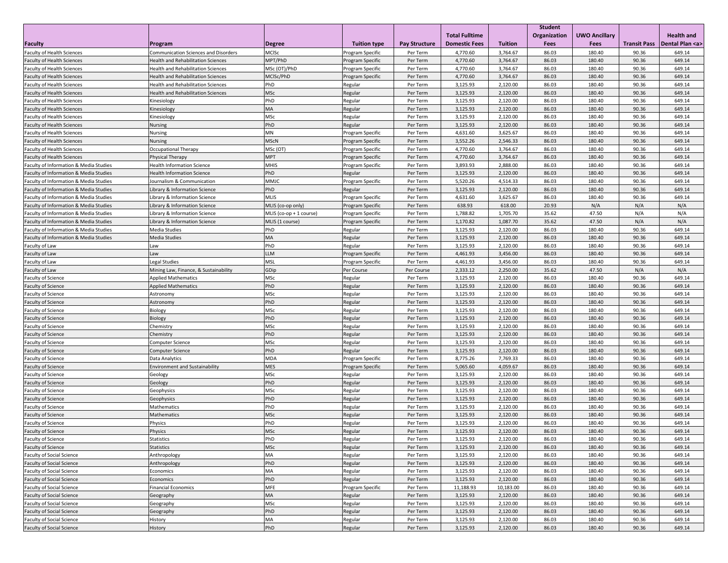| Faculty | Program | Degree | Tuition type | Pay Structure | Total Fulltime Domestic Fees | Tuition | Student Organization Fees | UWO Ancillary Fees | Transit Pass | Health and Dental Plan <a> |
|---|---|---|---|---|---|---|---|---|---|---|
| Faculty of Health Sciences | Communication Sciences and Disorders | MClSc | Program Specific | Per Term | 4,770.60 | 3,764.67 | 86.03 | 180.40 | 90.36 | 649.14 |
| Faculty of Health Sciences | Health and Rehabilitation Sciences | MPT/PhD | Program Specific | Per Term | 4,770.60 | 3,764.67 | 86.03 | 180.40 | 90.36 | 649.14 |
| Faculty of Health Sciences | Health and Rehabilitation Sciences | MSc (OT)/PhD | Program Specific | Per Term | 4,770.60 | 3,764.67 | 86.03 | 180.40 | 90.36 | 649.14 |
| Faculty of Health Sciences | Health and Rehabilitation Sciences | MClSc/PhD | Program Specific | Per Term | 4,770.60 | 3,764.67 | 86.03 | 180.40 | 90.36 | 649.14 |
| Faculty of Health Sciences | Health and Rehabilitation Sciences | PhD | Regular | Per Term | 3,125.93 | 2,120.00 | 86.03 | 180.40 | 90.36 | 649.14 |
| Faculty of Health Sciences | Health and Rehabilitation Sciences | MSc | Regular | Per Term | 3,125.93 | 2,120.00 | 86.03 | 180.40 | 90.36 | 649.14 |
| Faculty of Health Sciences | Kinesiology | PhD | Regular | Per Term | 3,125.93 | 2,120.00 | 86.03 | 180.40 | 90.36 | 649.14 |
| Faculty of Health Sciences | Kinesiology | MA | Regular | Per Term | 3,125.93 | 2,120.00 | 86.03 | 180.40 | 90.36 | 649.14 |
| Faculty of Health Sciences | Kinesiology | MSc | Regular | Per Term | 3,125.93 | 2,120.00 | 86.03 | 180.40 | 90.36 | 649.14 |
| Faculty of Health Sciences | Nursing | PhD | Regular | Per Term | 3,125.93 | 2,120.00 | 86.03 | 180.40 | 90.36 | 649.14 |
| Faculty of Health Sciences | Nursing | MN | Program Specific | Per Term | 4,631.60 | 3,625.67 | 86.03 | 180.40 | 90.36 | 649.14 |
| Faculty of Health Sciences | Nursing | MScN | Program Specific | Per Term | 3,552.26 | 2,546.33 | 86.03 | 180.40 | 90.36 | 649.14 |
| Faculty of Health Sciences | Occupational Therapy | MSc (OT) | Program Specific | Per Term | 4,770.60 | 3,764.67 | 86.03 | 180.40 | 90.36 | 649.14 |
| Faculty of Health Sciences | Physical Therapy | MPT | Program Specific | Per Term | 4,770.60 | 3,764.67 | 86.03 | 180.40 | 90.36 | 649.14 |
| Faculty of Information & Media Studies | Health Information Science | MHIS | Program Specific | Per Term | 3,893.93 | 2,888.00 | 86.03 | 180.40 | 90.36 | 649.14 |
| Faculty of Information & Media Studies | Health Information Science | PhD | Regular | Per Term | 3,125.93 | 2,120.00 | 86.03 | 180.40 | 90.36 | 649.14 |
| Faculty of Information & Media Studies | Journalism & Communication | MMJC | Program Specific | Per Term | 5,520.26 | 4,514.33 | 86.03 | 180.40 | 90.36 | 649.14 |
| Faculty of Information & Media Studies | Library & Information Science | PhD | Regular | Per Term | 3,125.93 | 2,120.00 | 86.03 | 180.40 | 90.36 | 649.14 |
| Faculty of Information & Media Studies | Library & Information Science | MLIS | Program Specific | Per Term | 4,631.60 | 3,625.67 | 86.03 | 180.40 | 90.36 | 649.14 |
| Faculty of Information & Media Studies | Library & Information Science | MLIS (co-op only) | Program Specific | Per Term | 638.93 | 618.00 | 20.93 | N/A | N/A | N/A |
| Faculty of Information & Media Studies | Library & Information Science | MLIS (co-op + 1 course) | Program Specific | Per Term | 1,788.82 | 1,705.70 | 35.62 | 47.50 | N/A | N/A |
| Faculty of Information & Media Studies | Library & Information Science | MLIS (1 course) | Program Specific | Per Term | 1,170.82 | 1,087.70 | 35.62 | 47.50 | N/A | N/A |
| Faculty of Information & Media Studies | Media Studies | PhD | Regular | Per Term | 3,125.93 | 2,120.00 | 86.03 | 180.40 | 90.36 | 649.14 |
| Faculty of Information & Media Studies | Media Studies | MA | Regular | Per Term | 3,125.93 | 2,120.00 | 86.03 | 180.40 | 90.36 | 649.14 |
| Faculty of Law | Law | PhD | Regular | Per Term | 3,125.93 | 2,120.00 | 86.03 | 180.40 | 90.36 | 649.14 |
| Faculty of Law | Law | LLM | Program Specific | Per Term | 4,461.93 | 3,456.00 | 86.03 | 180.40 | 90.36 | 649.14 |
| Faculty of Law | Legal Studies | MSL | Program Specific | Per Term | 4,461.93 | 3,456.00 | 86.03 | 180.40 | 90.36 | 649.14 |
| Faculty of Law | Mining Law, Finance, & Sustainability | GDip | Per Course | Per Course | 2,333.12 | 2,250.00 | 35.62 | 47.50 | N/A | N/A |
| Faculty of Science | Applied Mathematics | MSc | Regular | Per Term | 3,125.93 | 2,120.00 | 86.03 | 180.40 | 90.36 | 649.14 |
| Faculty of Science | Applied Mathematics | PhD | Regular | Per Term | 3,125.93 | 2,120.00 | 86.03 | 180.40 | 90.36 | 649.14 |
| Faculty of Science | Astronomy | MSc | Regular | Per Term | 3,125.93 | 2,120.00 | 86.03 | 180.40 | 90.36 | 649.14 |
| Faculty of Science | Astronomy | PhD | Regular | Per Term | 3,125.93 | 2,120.00 | 86.03 | 180.40 | 90.36 | 649.14 |
| Faculty of Science | Biology | MSc | Regular | Per Term | 3,125.93 | 2,120.00 | 86.03 | 180.40 | 90.36 | 649.14 |
| Faculty of Science | Biology | PhD | Regular | Per Term | 3,125.93 | 2,120.00 | 86.03 | 180.40 | 90.36 | 649.14 |
| Faculty of Science | Chemistry | MSc | Regular | Per Term | 3,125.93 | 2,120.00 | 86.03 | 180.40 | 90.36 | 649.14 |
| Faculty of Science | Chemistry | PhD | Regular | Per Term | 3,125.93 | 2,120.00 | 86.03 | 180.40 | 90.36 | 649.14 |
| Faculty of Science | Computer Science | MSc | Regular | Per Term | 3,125.93 | 2,120.00 | 86.03 | 180.40 | 90.36 | 649.14 |
| Faculty of Science | Computer Science | PhD | Regular | Per Term | 3,125.93 | 2,120.00 | 86.03 | 180.40 | 90.36 | 649.14 |
| Faculty of Science | Data Analytics | MDA | Program Specific | Per Term | 8,775.26 | 7,769.33 | 86.03 | 180.40 | 90.36 | 649.14 |
| Faculty of Science | Environment and Sustainability | MES | Program Specific | Per Term | 5,065.60 | 4,059.67 | 86.03 | 180.40 | 90.36 | 649.14 |
| Faculty of Science | Geology | MSc | Regular | Per Term | 3,125.93 | 2,120.00 | 86.03 | 180.40 | 90.36 | 649.14 |
| Faculty of Science | Geology | PhD | Regular | Per Term | 3,125.93 | 2,120.00 | 86.03 | 180.40 | 90.36 | 649.14 |
| Faculty of Science | Geophysics | MSc | Regular | Per Term | 3,125.93 | 2,120.00 | 86.03 | 180.40 | 90.36 | 649.14 |
| Faculty of Science | Geophysics | PhD | Regular | Per Term | 3,125.93 | 2,120.00 | 86.03 | 180.40 | 90.36 | 649.14 |
| Faculty of Science | Mathematics | PhD | Regular | Per Term | 3,125.93 | 2,120.00 | 86.03 | 180.40 | 90.36 | 649.14 |
| Faculty of Science | Mathematics | MSc | Regular | Per Term | 3,125.93 | 2,120.00 | 86.03 | 180.40 | 90.36 | 649.14 |
| Faculty of Science | Physics | PhD | Regular | Per Term | 3,125.93 | 2,120.00 | 86.03 | 180.40 | 90.36 | 649.14 |
| Faculty of Science | Physics | MSc | Regular | Per Term | 3,125.93 | 2,120.00 | 86.03 | 180.40 | 90.36 | 649.14 |
| Faculty of Science | Statistics | PhD | Regular | Per Term | 3,125.93 | 2,120.00 | 86.03 | 180.40 | 90.36 | 649.14 |
| Faculty of Science | Statistics | MSc | Regular | Per Term | 3,125.93 | 2,120.00 | 86.03 | 180.40 | 90.36 | 649.14 |
| Faculty of Social Science | Anthropology | MA | Regular | Per Term | 3,125.93 | 2,120.00 | 86.03 | 180.40 | 90.36 | 649.14 |
| Faculty of Social Science | Anthropology | PhD | Regular | Per Term | 3,125.93 | 2,120.00 | 86.03 | 180.40 | 90.36 | 649.14 |
| Faculty of Social Science | Economics | MA | Regular | Per Term | 3,125.93 | 2,120.00 | 86.03 | 180.40 | 90.36 | 649.14 |
| Faculty of Social Science | Economics | PhD | Regular | Per Term | 3,125.93 | 2,120.00 | 86.03 | 180.40 | 90.36 | 649.14 |
| Faculty of Social Science | Financial Economics | MFE | Program Specific | Per Term | 11,188.93 | 10,183.00 | 86.03 | 180.40 | 90.36 | 649.14 |
| Faculty of Social Science | Geography | MA | Regular | Per Term | 3,125.93 | 2,120.00 | 86.03 | 180.40 | 90.36 | 649.14 |
| Faculty of Social Science | Geography | MSc | Regular | Per Term | 3,125.93 | 2,120.00 | 86.03 | 180.40 | 90.36 | 649.14 |
| Faculty of Social Science | Geography | PhD | Regular | Per Term | 3,125.93 | 2,120.00 | 86.03 | 180.40 | 90.36 | 649.14 |
| Faculty of Social Science | History | MA | Regular | Per Term | 3,125.93 | 2,120.00 | 86.03 | 180.40 | 90.36 | 649.14 |
| Faculty of Social Science | History | PhD | Regular | Per Term | 3,125.93 | 2,120.00 | 86.03 | 180.40 | 90.36 | 649.14 |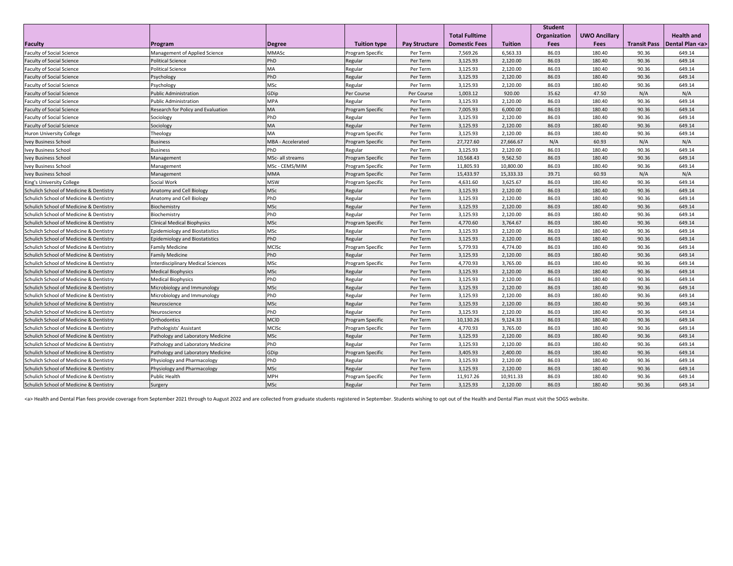| Faculty | Program | Degree | Tuition type | Pay Structure | Total Fulltime Domestic Fees | Tuition | Student Organization Fees | UWO Ancillary Fees | Transit Pass | Health and Dental Plan <a> |
|---|---|---|---|---|---|---|---|---|---|---|
| Faculty of Social Science | Management of Applied Science | MMASc | Program Specific | Per Term | 7,569.26 | 6,563.33 | 86.03 | 180.40 | 90.36 | 649.14 |
| Faculty of Social Science | Political Science | PhD | Regular | Per Term | 3,125.93 | 2,120.00 | 86.03 | 180.40 | 90.36 | 649.14 |
| Faculty of Social Science | Political Science | MA | Regular | Per Term | 3,125.93 | 2,120.00 | 86.03 | 180.40 | 90.36 | 649.14 |
| Faculty of Social Science | Psychology | PhD | Regular | Per Term | 3,125.93 | 2,120.00 | 86.03 | 180.40 | 90.36 | 649.14 |
| Faculty of Social Science | Psychology | MSc | Regular | Per Term | 3,125.93 | 2,120.00 | 86.03 | 180.40 | 90.36 | 649.14 |
| Faculty of Social Science | Public Administration | GDip | Per Course | Per Course | 1,003.12 | 920.00 | 35.62 | 47.50 | N/A | N/A |
| Faculty of Social Science | Public Administration | MPA | Regular | Per Term | 3,125.93 | 2,120.00 | 86.03 | 180.40 | 90.36 | 649.14 |
| Faculty of Social Science | Research for Policy and Evaluation | MA | Program Specific | Per Term | 7,005.93 | 6,000.00 | 86.03 | 180.40 | 90.36 | 649.14 |
| Faculty of Social Science | Sociology | PhD | Regular | Per Term | 3,125.93 | 2,120.00 | 86.03 | 180.40 | 90.36 | 649.14 |
| Faculty of Social Science | Sociology | MA | Regular | Per Term | 3,125.93 | 2,120.00 | 86.03 | 180.40 | 90.36 | 649.14 |
| Huron University College | Theology | MA | Program Specific | Per Term | 3,125.93 | 2,120.00 | 86.03 | 180.40 | 90.36 | 649.14 |
| Ivey Business School | Business | MBA - Accelerated | Program Specific | Per Term | 27,727.60 | 27,666.67 | N/A | 60.93 | N/A | N/A |
| Ivey Business School | Business | PhD | Regular | Per Term | 3,125.93 | 2,120.00 | 86.03 | 180.40 | 90.36 | 649.14 |
| Ivey Business School | Management | MSc- all streams | Program Specific | Per Term | 10,568.43 | 9,562.50 | 86.03 | 180.40 | 90.36 | 649.14 |
| Ivey Business School | Management | MSc - CEMS/MIM | Program Specific | Per Term | 11,805.93 | 10,800.00 | 86.03 | 180.40 | 90.36 | 649.14 |
| Ivey Business School | Management | MMA | Program Specific | Per Term | 15,433.97 | 15,333.33 | 39.71 | 60.93 | N/A | N/A |
| King's University College | Social Work | MSW | Program Specific | Per Term | 4,631.60 | 3,625.67 | 86.03 | 180.40 | 90.36 | 649.14 |
| Schulich School of Medicine & Dentistry | Anatomy and Cell Biology | MSc | Regular | Per Term | 3,125.93 | 2,120.00 | 86.03 | 180.40 | 90.36 | 649.14 |
| Schulich School of Medicine & Dentistry | Anatomy and Cell Biology | PhD | Regular | Per Term | 3,125.93 | 2,120.00 | 86.03 | 180.40 | 90.36 | 649.14 |
| Schulich School of Medicine & Dentistry | Biochemistry | MSc | Regular | Per Term | 3,125.93 | 2,120.00 | 86.03 | 180.40 | 90.36 | 649.14 |
| Schulich School of Medicine & Dentistry | Biochemistry | PhD | Regular | Per Term | 3,125.93 | 2,120.00 | 86.03 | 180.40 | 90.36 | 649.14 |
| Schulich School of Medicine & Dentistry | Clinical Medical Biophysics | MSc | Program Specific | Per Term | 4,770.60 | 3,764.67 | 86.03 | 180.40 | 90.36 | 649.14 |
| Schulich School of Medicine & Dentistry | Epidemiology and Biostatistics | MSc | Regular | Per Term | 3,125.93 | 2,120.00 | 86.03 | 180.40 | 90.36 | 649.14 |
| Schulich School of Medicine & Dentistry | Epidemiology and Biostatistics | PhD | Regular | Per Term | 3,125.93 | 2,120.00 | 86.03 | 180.40 | 90.36 | 649.14 |
| Schulich School of Medicine & Dentistry | Family Medicine | MClSc | Program Specific | Per Term | 5,779.93 | 4,774.00 | 86.03 | 180.40 | 90.36 | 649.14 |
| Schulich School of Medicine & Dentistry | Family Medicine | PhD | Regular | Per Term | 3,125.93 | 2,120.00 | 86.03 | 180.40 | 90.36 | 649.14 |
| Schulich School of Medicine & Dentistry | Interdisciplinary Medical Sciences | MSc | Program Specific | Per Term | 4,770.93 | 3,765.00 | 86.03 | 180.40 | 90.36 | 649.14 |
| Schulich School of Medicine & Dentistry | Medical Biophysics | MSc | Regular | Per Term | 3,125.93 | 2,120.00 | 86.03 | 180.40 | 90.36 | 649.14 |
| Schulich School of Medicine & Dentistry | Medical Biophysics | PhD | Regular | Per Term | 3,125.93 | 2,120.00 | 86.03 | 180.40 | 90.36 | 649.14 |
| Schulich School of Medicine & Dentistry | Microbiology and Immunology | MSc | Regular | Per Term | 3,125.93 | 2,120.00 | 86.03 | 180.40 | 90.36 | 649.14 |
| Schulich School of Medicine & Dentistry | Microbiology and Immunology | PhD | Regular | Per Term | 3,125.93 | 2,120.00 | 86.03 | 180.40 | 90.36 | 649.14 |
| Schulich School of Medicine & Dentistry | Neuroscience | MSc | Regular | Per Term | 3,125.93 | 2,120.00 | 86.03 | 180.40 | 90.36 | 649.14 |
| Schulich School of Medicine & Dentistry | Neuroscience | PhD | Regular | Per Term | 3,125.93 | 2,120.00 | 86.03 | 180.40 | 90.36 | 649.14 |
| Schulich School of Medicine & Dentistry | Orthodontics | MClD | Program Specific | Per Term | 10,130.26 | 9,124.33 | 86.03 | 180.40 | 90.36 | 649.14 |
| Schulich School of Medicine & Dentistry | Pathologists' Assistant | MClSc | Program Specific | Per Term | 4,770.93 | 3,765.00 | 86.03 | 180.40 | 90.36 | 649.14 |
| Schulich School of Medicine & Dentistry | Pathology and Laboratory Medicine | MSc | Regular | Per Term | 3,125.93 | 2,120.00 | 86.03 | 180.40 | 90.36 | 649.14 |
| Schulich School of Medicine & Dentistry | Pathology and Laboratory Medicine | PhD | Regular | Per Term | 3,125.93 | 2,120.00 | 86.03 | 180.40 | 90.36 | 649.14 |
| Schulich School of Medicine & Dentistry | Pathology and Laboratory Medicine | GDip | Program Specific | Per Term | 3,405.93 | 2,400.00 | 86.03 | 180.40 | 90.36 | 649.14 |
| Schulich School of Medicine & Dentistry | Physiology and Pharmacology | PhD | Regular | Per Term | 3,125.93 | 2,120.00 | 86.03 | 180.40 | 90.36 | 649.14 |
| Schulich School of Medicine & Dentistry | Physiology and Pharmacology | MSc | Regular | Per Term | 3,125.93 | 2,120.00 | 86.03 | 180.40 | 90.36 | 649.14 |
| Schulich School of Medicine & Dentistry | Public Health | MPH | Program Specific | Per Term | 11,917.26 | 10,911.33 | 86.03 | 180.40 | 90.36 | 649.14 |
| Schulich School of Medicine & Dentistry | Surgery | MSc | Regular | Per Term | 3,125.93 | 2,120.00 | 86.03 | 180.40 | 90.36 | 649.14 |

<a> Health and Dental Plan fees provide coverage from September 2021 through to August 2022 and are collected from graduate students registered in September. Students wishing to opt out of the Health and Dental Plan must visit the SOGS website.